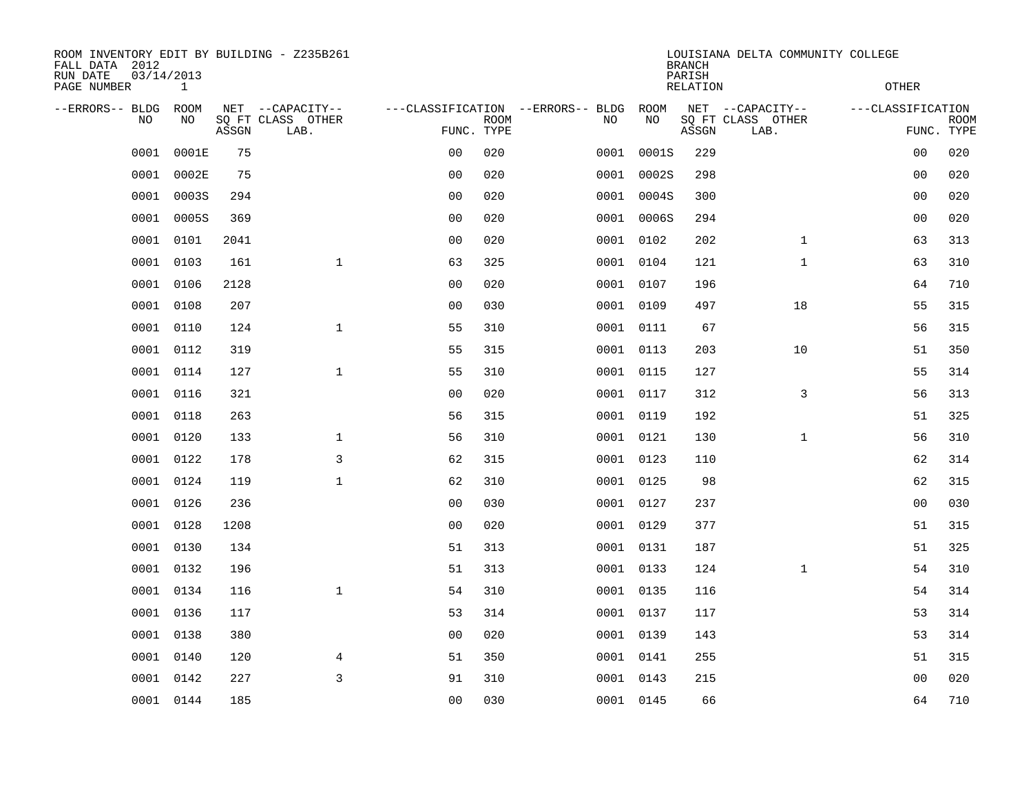ROOM INVENTORY EDIT BY BUILDING - Z235B261
FALL DATA 2012
RUN DATE 03/14/2013
PAGE NUMBER 1

LOUISIANA DELTA COMMUNITY COLLEGE
BRANCH
PARISH
RELATION
OTHER

| --ERRORS-- | BLDG NO | ROOM NO | NET SQ FT ASSGN | --CAPACITY-- CLASS LAB. | OTHER | ---CLASSIFICATION FUNC. | ROOM TYPE | --ERRORS-- | BLDG NO | ROOM NO | NET SQ FT ASSGN | --CAPACITY-- CLASS LAB. | OTHER | ---CLASSIFICATION FUNC. | ROOM TYPE |
|---|---|---|---|---|---|---|---|---|---|---|---|---|---|---|---|
| | 0001 | 0001E | 75 | | | 00 | 020 | | 0001 | 0001S | 229 | | | 00 | 020 |
| | 0001 | 0002E | 75 | | | 00 | 020 | | 0001 | 0002S | 298 | | | 00 | 020 |
| | 0001 | 0003S | 294 | | | 00 | 020 | | 0001 | 0004S | 300 | | | 00 | 020 |
| | 0001 | 0005S | 369 | | | 00 | 020 | | 0001 | 0006S | 294 | | | 00 | 020 |
| | 0001 | 0101 | 2041 | | | 00 | 020 | | 0001 | 0102 | 202 | | 1 | 63 | 313 |
| | 0001 | 0103 | 161 | | 1 | 63 | 325 | | 0001 | 0104 | 121 | | 1 | 63 | 310 |
| | 0001 | 0106 | 2128 | | | 00 | 020 | | 0001 | 0107 | 196 | | | 64 | 710 |
| | 0001 | 0108 | 207 | | | 00 | 030 | | 0001 | 0109 | 497 | | 18 | 55 | 315 |
| | 0001 | 0110 | 124 | | 1 | 55 | 310 | | 0001 | 0111 | 67 | | | 56 | 315 |
| | 0001 | 0112 | 319 | | | 55 | 315 | | 0001 | 0113 | 203 | | 10 | 51 | 350 |
| | 0001 | 0114 | 127 | | 1 | 55 | 310 | | 0001 | 0115 | 127 | | | 55 | 314 |
| | 0001 | 0116 | 321 | | | 00 | 020 | | 0001 | 0117 | 312 | | 3 | 56 | 313 |
| | 0001 | 0118 | 263 | | | 56 | 315 | | 0001 | 0119 | 192 | | | 51 | 325 |
| | 0001 | 0120 | 133 | | 1 | 56 | 310 | | 0001 | 0121 | 130 | | 1 | 56 | 310 |
| | 0001 | 0122 | 178 | | 3 | 62 | 315 | | 0001 | 0123 | 110 | | | 62 | 314 |
| | 0001 | 0124 | 119 | | 1 | 62 | 310 | | 0001 | 0125 | 98 | | | 62 | 315 |
| | 0001 | 0126 | 236 | | | 00 | 030 | | 0001 | 0127 | 237 | | | 00 | 030 |
| | 0001 | 0128 | 1208 | | | 00 | 020 | | 0001 | 0129 | 377 | | | 51 | 315 |
| | 0001 | 0130 | 134 | | | 51 | 313 | | 0001 | 0131 | 187 | | | 51 | 325 |
| | 0001 | 0132 | 196 | | | 51 | 313 | | 0001 | 0133 | 124 | | 1 | 54 | 310 |
| | 0001 | 0134 | 116 | | 1 | 54 | 310 | | 0001 | 0135 | 116 | | | 54 | 314 |
| | 0001 | 0136 | 117 | | | 53 | 314 | | 0001 | 0137 | 117 | | | 53 | 314 |
| | 0001 | 0138 | 380 | | | 00 | 020 | | 0001 | 0139 | 143 | | | 53 | 314 |
| | 0001 | 0140 | 120 | | 4 | 51 | 350 | | 0001 | 0141 | 255 | | | 51 | 315 |
| | 0001 | 0142 | 227 | | 3 | 91 | 310 | | 0001 | 0143 | 215 | | | 00 | 020 |
| | 0001 | 0144 | 185 | | | 00 | 030 | | 0001 | 0145 | 66 | | | 64 | 710 |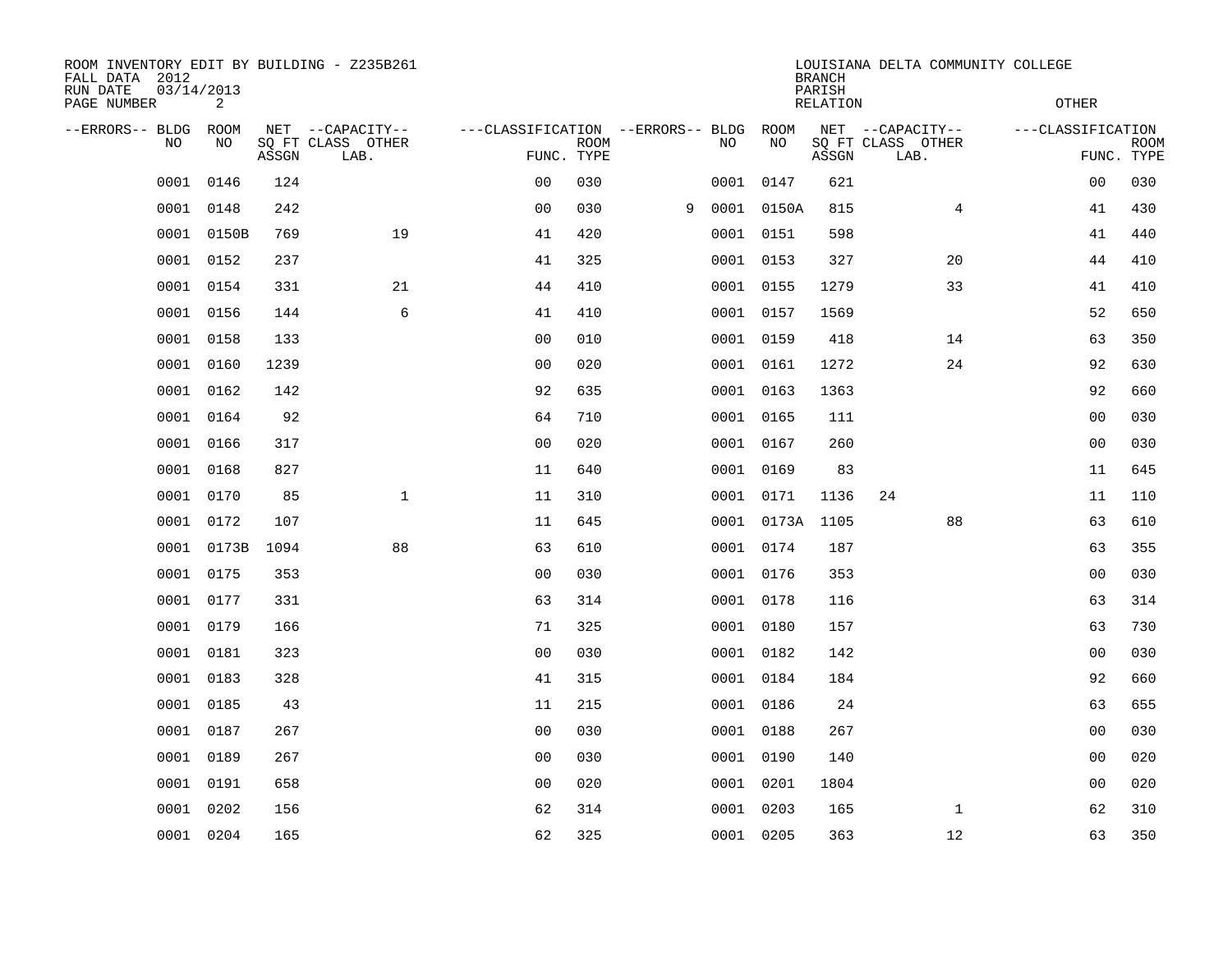ROOM INVENTORY EDIT BY BUILDING - Z235B261
FALL DATA 2012
RUN DATE 03/14/2013
PAGE NUMBER 2

LOUISIANA DELTA COMMUNITY COLLEGE
BRANCH
PARISH
RELATION
OTHER

| --ERRORS-- | BLDG NO | ROOM NO | NET SQ FT ASSGN | --CAPACITY-- CLASS | OTHER LAB. | ---CLASSIFICATION FUNC. | ROOM TYPE | --ERRORS-- | BLDG NO | ROOM NO | NET SQ FT ASSGN | --CAPACITY-- CLASS | OTHER LAB. | ---CLASSIFICATION FUNC. | ROOM TYPE |
|---|---|---|---|---|---|---|---|---|---|---|---|---|---|---|---|
| | 0001 | 0146 | 124 | | | 00 | 030 | | 0001 | 0147 | 621 | | | 00 | 030 |
| | 0001 | 0148 | 242 | | | 00 | 030 | 9 | 0001 | 0150A | 815 | | 4 | 41 | 430 |
| | 0001 | 0150B | 769 | | 19 | 41 | 420 | | 0001 | 0151 | 598 | | | 41 | 440 |
| | 0001 | 0152 | 237 | | | 41 | 325 | | 0001 | 0153 | 327 | | 20 | 44 | 410 |
| | 0001 | 0154 | 331 | | 21 | 44 | 410 | | 0001 | 0155 | 1279 | | 33 | 41 | 410 |
| | 0001 | 0156 | 144 | | 6 | 41 | 410 | | 0001 | 0157 | 1569 | | | 52 | 650 |
| | 0001 | 0158 | 133 | | | 00 | 010 | | 0001 | 0159 | 418 | | 14 | 63 | 350 |
| | 0001 | 0160 | 1239 | | | 00 | 020 | | 0001 | 0161 | 1272 | | 24 | 92 | 630 |
| | 0001 | 0162 | 142 | | | 92 | 635 | | 0001 | 0163 | 1363 | | | 92 | 660 |
| | 0001 | 0164 | 92 | | | 64 | 710 | | 0001 | 0165 | 111 | | | 00 | 030 |
| | 0001 | 0166 | 317 | | | 00 | 020 | | 0001 | 0167 | 260 | | | 00 | 030 |
| | 0001 | 0168 | 827 | | | 11 | 640 | | 0001 | 0169 | 83 | | | 11 | 645 |
| | 0001 | 0170 | 85 | | 1 | 11 | 310 | | 0001 | 0171 | 1136 | 24 | | 11 | 110 |
| | 0001 | 0172 | 107 | | | 11 | 645 | | 0001 | 0173A | 1105 | | 88 | 63 | 610 |
| | 0001 | 0173B | 1094 | | 88 | 63 | 610 | | 0001 | 0174 | 187 | | | 63 | 355 |
| | 0001 | 0175 | 353 | | | 00 | 030 | | 0001 | 0176 | 353 | | | 00 | 030 |
| | 0001 | 0177 | 331 | | | 63 | 314 | | 0001 | 0178 | 116 | | | 63 | 314 |
| | 0001 | 0179 | 166 | | | 71 | 325 | | 0001 | 0180 | 157 | | | 63 | 730 |
| | 0001 | 0181 | 323 | | | 00 | 030 | | 0001 | 0182 | 142 | | | 00 | 030 |
| | 0001 | 0183 | 328 | | | 41 | 315 | | 0001 | 0184 | 184 | | | 92 | 660 |
| | 0001 | 0185 | 43 | | | 11 | 215 | | 0001 | 0186 | 24 | | | 63 | 655 |
| | 0001 | 0187 | 267 | | | 00 | 030 | | 0001 | 0188 | 267 | | | 00 | 030 |
| | 0001 | 0189 | 267 | | | 00 | 030 | | 0001 | 0190 | 140 | | | 00 | 020 |
| | 0001 | 0191 | 658 | | | 00 | 020 | | 0001 | 0201 | 1804 | | | 00 | 020 |
| | 0001 | 0202 | 156 | | | 62 | 314 | | 0001 | 0203 | 165 | | 1 | 62 | 310 |
| | 0001 | 0204 | 165 | | | 62 | 325 | | 0001 | 0205 | 363 | | 12 | 63 | 350 |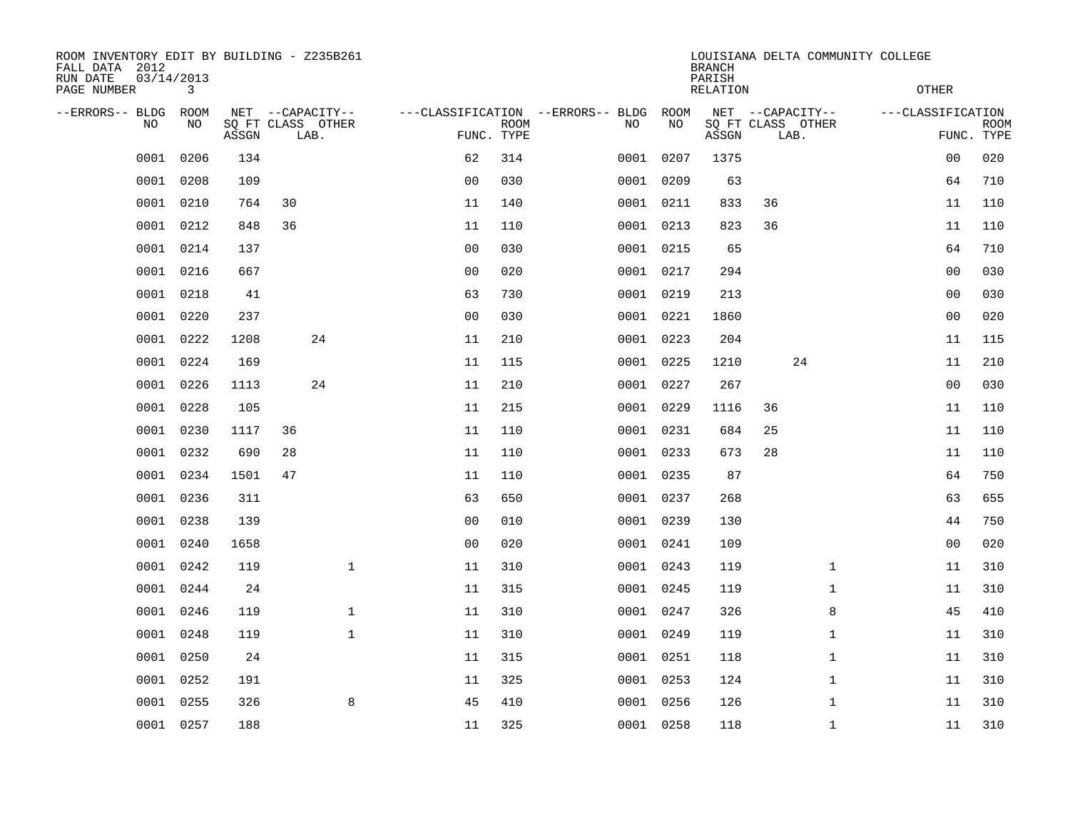ROOM INVENTORY EDIT BY BUILDING - Z235B261
FALL DATA 2012
RUN DATE 03/14/2013
PAGE NUMBER 3

LOUISIANA DELTA COMMUNITY COLLEGE
BRANCH
PARISH
RELATION
OTHER

| --ERRORS-- | BLDG NO | ROOM NO | NET SQ FT ASSGN | CAPACITY CLASS LAB. | CAPACITY OTHER | CLASSIFICATION FUNC. | ROOM TYPE | --ERRORS-- | BLDG NO | ROOM NO | NET SQ FT ASSGN | CAPACITY CLASS LAB. | CAPACITY OTHER | CLASSIFICATION FUNC. | ROOM TYPE |
|---|---|---|---|---|---|---|---|---|---|---|---|---|---|---|---|
| | 0001 | 0206 | 134 | | | 62 | 314 | | 0001 | 0207 | 1375 | | | 00 | 020 |
| | 0001 | 0208 | 109 | | | 00 | 030 | | 0001 | 0209 | 63 | | | 64 | 710 |
| | 0001 | 0210 | 764 | 30 | | 11 | 140 | | 0001 | 0211 | 833 | 36 | | 11 | 110 |
| | 0001 | 0212 | 848 | 36 | | 11 | 110 | | 0001 | 0213 | 823 | 36 | | 11 | 110 |
| | 0001 | 0214 | 137 | | | 00 | 030 | | 0001 | 0215 | 65 | | | 64 | 710 |
| | 0001 | 0216 | 667 | | | 00 | 020 | | 0001 | 0217 | 294 | | | 00 | 030 |
| | 0001 | 0218 | 41 | | | 63 | 730 | | 0001 | 0219 | 213 | | | 00 | 030 |
| | 0001 | 0220 | 237 | | | 00 | 030 | | 0001 | 0221 | 1860 | | | 00 | 020 |
| | 0001 | 0222 | 1208 | 24 | | 11 | 210 | | 0001 | 0223 | 204 | | | 11 | 115 |
| | 0001 | 0224 | 169 | | | 11 | 115 | | 0001 | 0225 | 1210 | 24 | | 11 | 210 |
| | 0001 | 0226 | 1113 | 24 | | 11 | 210 | | 0001 | 0227 | 267 | | | 00 | 030 |
| | 0001 | 0228 | 105 | | | 11 | 215 | | 0001 | 0229 | 1116 | 36 | | 11 | 110 |
| | 0001 | 0230 | 1117 | 36 | | 11 | 110 | | 0001 | 0231 | 684 | 25 | | 11 | 110 |
| | 0001 | 0232 | 690 | 28 | | 11 | 110 | | 0001 | 0233 | 673 | 28 | | 11 | 110 |
| | 0001 | 0234 | 1501 | 47 | | 11 | 110 | | 0001 | 0235 | 87 | | | 64 | 750 |
| | 0001 | 0236 | 311 | | | 63 | 650 | | 0001 | 0237 | 268 | | | 63 | 655 |
| | 0001 | 0238 | 139 | | | 00 | 010 | | 0001 | 0239 | 130 | | | 44 | 750 |
| | 0001 | 0240 | 1658 | | | 00 | 020 | | 0001 | 0241 | 109 | | | 00 | 020 |
| | 0001 | 0242 | 119 | | 1 | 11 | 310 | | 0001 | 0243 | 119 | | 1 | 11 | 310 |
| | 0001 | 0244 | 24 | | | 11 | 315 | | 0001 | 0245 | 119 | | 1 | 11 | 310 |
| | 0001 | 0246 | 119 | | 1 | 11 | 310 | | 0001 | 0247 | 326 | | 8 | 45 | 410 |
| | 0001 | 0248 | 119 | | 1 | 11 | 310 | | 0001 | 0249 | 119 | | 1 | 11 | 310 |
| | 0001 | 0250 | 24 | | | 11 | 315 | | 0001 | 0251 | 118 | | 1 | 11 | 310 |
| | 0001 | 0252 | 191 | | | 11 | 325 | | 0001 | 0253 | 124 | | 1 | 11 | 310 |
| | 0001 | 0255 | 326 | | 8 | 45 | 410 | | 0001 | 0256 | 126 | | 1 | 11 | 310 |
| | 0001 | 0257 | 188 | | | 11 | 325 | | 0001 | 0258 | 118 | | 1 | 11 | 310 |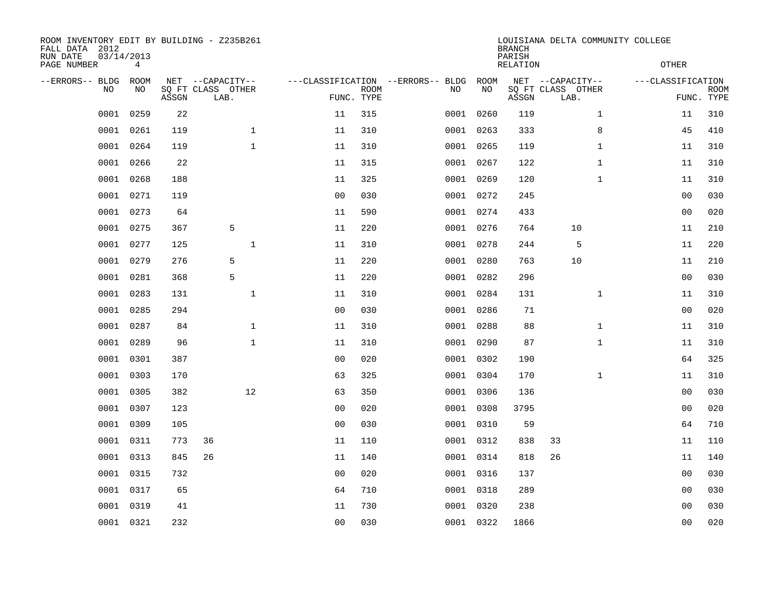ROOM INVENTORY EDIT BY BUILDING - Z235B261
FALL DATA 2012
RUN DATE 03/14/2013
PAGE NUMBER 4

LOUISIANA DELTA COMMUNITY COLLEGE
BRANCH
PARISH
RELATION
OTHER

| --ERRORS-- | BLDG NO | ROOM NO | NET SQ FT ASSGN | --CAPACITY-- CLASS | OTHER LAB. | ---CLASSIFICATION FUNC. | ROOM TYPE | --ERRORS-- | BLDG NO | ROOM NO | NET SQ FT ASSGN | --CAPACITY-- CLASS | OTHER LAB. | ---CLASSIFICATION FUNC. | ROOM TYPE |
|---|---|---|---|---|---|---|---|---|---|---|---|---|---|---|---|
| | 0001 | 0259 | 22 | | | 11 | 315 | | 0001 | 0260 | 119 | | 1 | 11 | 310 |
| | 0001 | 0261 | 119 | | 1 | 11 | 310 | | 0001 | 0263 | 333 | | 8 | 45 | 410 |
| | 0001 | 0264 | 119 | | 1 | 11 | 310 | | 0001 | 0265 | 119 | | 1 | 11 | 310 |
| | 0001 | 0266 | 22 | | | 11 | 315 | | 0001 | 0267 | 122 | | 1 | 11 | 310 |
| | 0001 | 0268 | 188 | | | 11 | 325 | | 0001 | 0269 | 120 | | 1 | 11 | 310 |
| | 0001 | 0271 | 119 | | | 00 | 030 | | 0001 | 0272 | 245 | | | 00 | 030 |
| | 0001 | 0273 | 64 | | | 11 | 590 | | 0001 | 0274 | 433 | | | 00 | 020 |
| | 0001 | 0275 | 367 | 5 | | 11 | 220 | | 0001 | 0276 | 764 | 10 | | 11 | 210 |
| | 0001 | 0277 | 125 | | 1 | 11 | 310 | | 0001 | 0278 | 244 | 5 | | 11 | 220 |
| | 0001 | 0279 | 276 | 5 | | 11 | 220 | | 0001 | 0280 | 763 | 10 | | 11 | 210 |
| | 0001 | 0281 | 368 | 5 | | 11 | 220 | | 0001 | 0282 | 296 | | | 00 | 030 |
| | 0001 | 0283 | 131 | | 1 | 11 | 310 | | 0001 | 0284 | 131 | | 1 | 11 | 310 |
| | 0001 | 0285 | 294 | | | 00 | 030 | | 0001 | 0286 | 71 | | | 00 | 020 |
| | 0001 | 0287 | 84 | | 1 | 11 | 310 | | 0001 | 0288 | 88 | | 1 | 11 | 310 |
| | 0001 | 0289 | 96 | | 1 | 11 | 310 | | 0001 | 0290 | 87 | | 1 | 11 | 310 |
| | 0001 | 0301 | 387 | | | 00 | 020 | | 0001 | 0302 | 190 | | | 64 | 325 |
| | 0001 | 0303 | 170 | | | 63 | 325 | | 0001 | 0304 | 170 | | 1 | 11 | 310 |
| | 0001 | 0305 | 382 | | 12 | 63 | 350 | | 0001 | 0306 | 136 | | | 00 | 030 |
| | 0001 | 0307 | 123 | | | 00 | 020 | | 0001 | 0308 | 3795 | | | 00 | 020 |
| | 0001 | 0309 | 105 | | | 00 | 030 | | 0001 | 0310 | 59 | | | 64 | 710 |
| | 0001 | 0311 | 773 | 36 | | 11 | 110 | | 0001 | 0312 | 838 | 33 | | 11 | 110 |
| | 0001 | 0313 | 845 | 26 | | 11 | 140 | | 0001 | 0314 | 818 | 26 | | 11 | 140 |
| | 0001 | 0315 | 732 | | | 00 | 020 | | 0001 | 0316 | 137 | | | 00 | 030 |
| | 0001 | 0317 | 65 | | | 64 | 710 | | 0001 | 0318 | 289 | | | 00 | 030 |
| | 0001 | 0319 | 41 | | | 11 | 730 | | 0001 | 0320 | 238 | | | 00 | 030 |
| | 0001 | 0321 | 232 | | | 00 | 030 | | 0001 | 0322 | 1866 | | | 00 | 020 |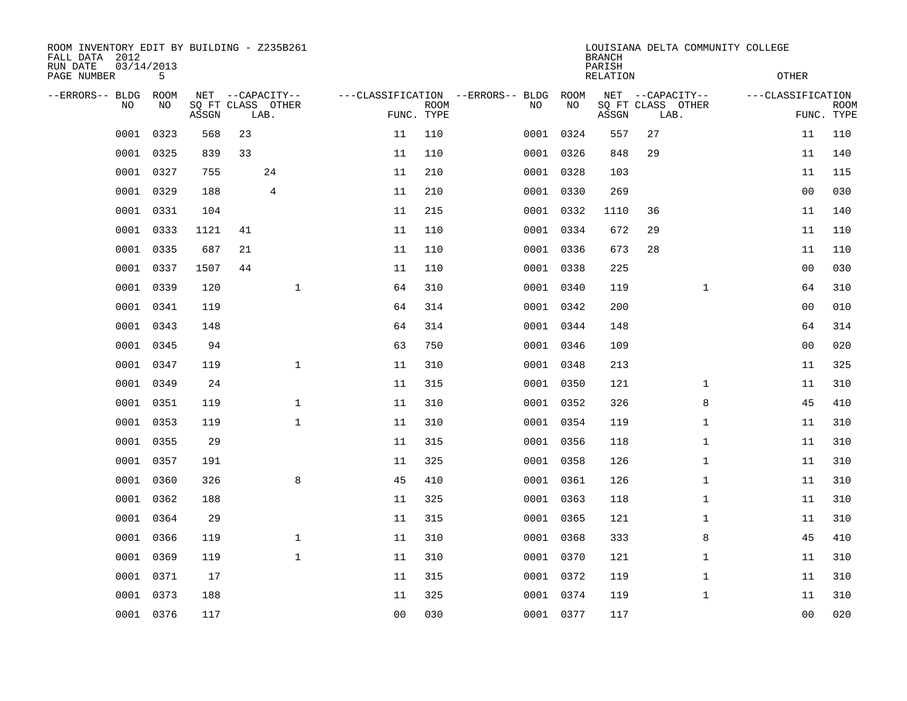ROOM INVENTORY EDIT BY BUILDING - Z235B261
FALL DATA 2012
RUN DATE 03/14/2013

LOUISIANA DELTA COMMUNITY COLLEGE
BRANCH
PARISH
RELATION
OTHER

| --ERRORS-- | BLDG NO | ROOM NO | NET SQ FT ASSGN | --CAPACITY-- CLASS LAB. | OTHER | ---CLASSIFICATION FUNC. | ROOM TYPE | --ERRORS-- | BLDG NO | ROOM NO | NET SQ FT ASSGN | --CAPACITY-- CLASS LAB. | OTHER | ---CLASSIFICATION FUNC. | ROOM TYPE |
|---|---|---|---|---|---|---|---|---|---|---|---|---|---|---|---|
| | 0001 | 0323 | 568 | 23 | | 11 | 110 | | 0001 | 0324 | 557 | 27 | | 11 | 110 |
| | 0001 | 0325 | 839 | 33 | | 11 | 110 | | 0001 | 0326 | 848 | 29 | | 11 | 140 |
| | 0001 | 0327 | 755 | 24 | | 11 | 210 | | 0001 | 0328 | 103 | | | 11 | 115 |
| | 0001 | 0329 | 188 | 4 | | 11 | 210 | | 0001 | 0330 | 269 | | | 00 | 030 |
| | 0001 | 0331 | 104 | | | 11 | 215 | | 0001 | 0332 | 1110 | 36 | | 11 | 140 |
| | 0001 | 0333 | 1121 | 41 | | 11 | 110 | | 0001 | 0334 | 672 | 29 | | 11 | 110 |
| | 0001 | 0335 | 687 | 21 | | 11 | 110 | | 0001 | 0336 | 673 | 28 | | 11 | 110 |
| | 0001 | 0337 | 1507 | 44 | | 11 | 110 | | 0001 | 0338 | 225 | | | 00 | 030 |
| | 0001 | 0339 | 120 | | 1 | 64 | 310 | | 0001 | 0340 | 119 | | 1 | 64 | 310 |
| | 0001 | 0341 | 119 | | | 64 | 314 | | 0001 | 0342 | 200 | | | 00 | 010 |
| | 0001 | 0343 | 148 | | | 64 | 314 | | 0001 | 0344 | 148 | | | 64 | 314 |
| | 0001 | 0345 | 94 | | | 63 | 750 | | 0001 | 0346 | 109 | | | 00 | 020 |
| | 0001 | 0347 | 119 | | 1 | 11 | 310 | | 0001 | 0348 | 213 | | | 11 | 325 |
| | 0001 | 0349 | 24 | | | 11 | 315 | | 0001 | 0350 | 121 | | 1 | 11 | 310 |
| | 0001 | 0351 | 119 | | 1 | 11 | 310 | | 0001 | 0352 | 326 | | 8 | 45 | 410 |
| | 0001 | 0353 | 119 | | 1 | 11 | 310 | | 0001 | 0354 | 119 | | 1 | 11 | 310 |
| | 0001 | 0355 | 29 | | | 11 | 315 | | 0001 | 0356 | 118 | | 1 | 11 | 310 |
| | 0001 | 0357 | 191 | | | 11 | 325 | | 0001 | 0358 | 126 | | 1 | 11 | 310 |
| | 0001 | 0360 | 326 | | 8 | 45 | 410 | | 0001 | 0361 | 126 | | 1 | 11 | 310 |
| | 0001 | 0362 | 188 | | | 11 | 325 | | 0001 | 0363 | 118 | | 1 | 11 | 310 |
| | 0001 | 0364 | 29 | | | 11 | 315 | | 0001 | 0365 | 121 | | 1 | 11 | 310 |
| | 0001 | 0366 | 119 | | 1 | 11 | 310 | | 0001 | 0368 | 333 | | 8 | 45 | 410 |
| | 0001 | 0369 | 119 | | 1 | 11 | 310 | | 0001 | 0370 | 121 | | 1 | 11 | 310 |
| | 0001 | 0371 | 17 | | | 11 | 315 | | 0001 | 0372 | 119 | | 1 | 11 | 310 |
| | 0001 | 0373 | 188 | | | 11 | 325 | | 0001 | 0374 | 119 | | 1 | 11 | 310 |
| | 0001 | 0376 | 117 | | | 00 | 030 | | 0001 | 0377 | 117 | | | 00 | 020 |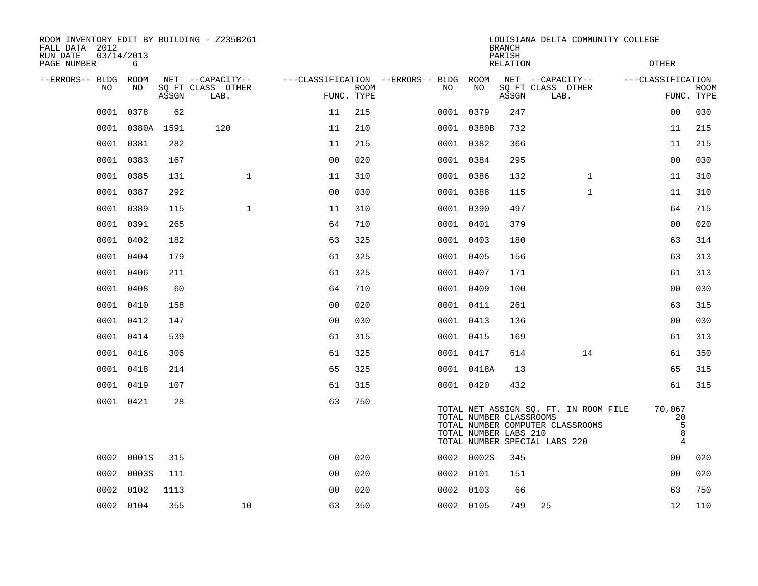ROOM INVENTORY EDIT BY BUILDING - Z235B261
FALL DATA 2012
RUN DATE 03/14/2013

LOUISIANA DELTA COMMUNITY COLLEGE
BRANCH
PARISH
RELATION
OTHER

| --ERRORS-- | BLDG NO | ROOM NO | NET SQ FT ASSGN | --CAPACITY-- CLASS | OTHER LAB. | ---CLASSIFICATION FUNC. | ROOM TYPE | --ERRORS-- | BLDG NO | ROOM NO | NET SQ FT ASSGN | --CAPACITY-- CLASS | OTHER LAB. | ---CLASSIFICATION FUNC. | ROOM TYPE |
|---|---|---|---|---|---|---|---|---|---|---|---|---|---|---|---|
| | 0001 | 0378 | 62 | | | 11 | 215 | | 0001 | 0379 | 247 | | | 00 | 030 |
| | 0001 | 0380A | 1591 | 120 | | 11 | 210 | | 0001 | 0380B | 732 | | | 11 | 215 |
| | 0001 | 0381 | 282 | | | 11 | 215 | | 0001 | 0382 | 366 | | | 11 | 215 |
| | 0001 | 0383 | 167 | | | 00 | 020 | | 0001 | 0384 | 295 | | | 00 | 030 |
| | 0001 | 0385 | 131 | | 1 | 11 | 310 | | 0001 | 0386 | 132 | | 1 | 11 | 310 |
| | 0001 | 0387 | 292 | | | 00 | 030 | | 0001 | 0388 | 115 | | 1 | 11 | 310 |
| | 0001 | 0389 | 115 | | 1 | 11 | 310 | | 0001 | 0390 | 497 | | | 64 | 715 |
| | 0001 | 0391 | 265 | | | 64 | 710 | | 0001 | 0401 | 379 | | | 00 | 020 |
| | 0001 | 0402 | 182 | | | 63 | 325 | | 0001 | 0403 | 180 | | | 63 | 314 |
| | 0001 | 0404 | 179 | | | 61 | 325 | | 0001 | 0405 | 156 | | | 63 | 313 |
| | 0001 | 0406 | 211 | | | 61 | 325 | | 0001 | 0407 | 171 | | | 61 | 313 |
| | 0001 | 0408 | 60 | | | 64 | 710 | | 0001 | 0409 | 100 | | | 00 | 030 |
| | 0001 | 0410 | 158 | | | 00 | 020 | | 0001 | 0411 | 261 | | | 63 | 315 |
| | 0001 | 0412 | 147 | | | 00 | 030 | | 0001 | 0413 | 136 | | | 00 | 030 |
| | 0001 | 0414 | 539 | | | 61 | 315 | | 0001 | 0415 | 169 | | | 61 | 313 |
| | 0001 | 0416 | 306 | | | 61 | 325 | | 0001 | 0417 | 614 | | 14 | 61 | 350 |
| | 0001 | 0418 | 214 | | | 65 | 325 | | 0001 | 0418A | 13 | | | 65 | 315 |
| | 0001 | 0419 | 107 | | | 61 | 315 | | 0001 | 0420 | 432 | | | 61 | 315 |
| | 0001 | 0421 | 28 | | | 63 | 750 | | | | | | | | |
| | 0002 | 0001S | 315 | | | 00 | 020 | | 0002 | 0002S | 345 | | | 00 | 020 |
| | 0002 | 0003S | 111 | | | 00 | 020 | | 0002 | 0101 | 151 | | | 00 | 020 |
| | 0002 | 0102 | 1113 | | | 00 | 020 | | 0002 | 0103 | 66 | | | 63 | 750 |
| | 0002 | 0104 | 355 | | 10 | 63 | 350 | | 0002 | 0105 | 749 | 25 | | 12 | 110 |

| | |
|---|---|
| TOTAL NET ASSIGN SQ. FT. IN ROOM FILE | 70,067 |
| TOTAL NUMBER CLASSROOMS | 20 |
| TOTAL NUMBER COMPUTER CLASSROOMS | 5 |
| TOTAL NUMBER LABS 210 | 8 |
| TOTAL NUMBER SPECIAL LABS 220 | 4 |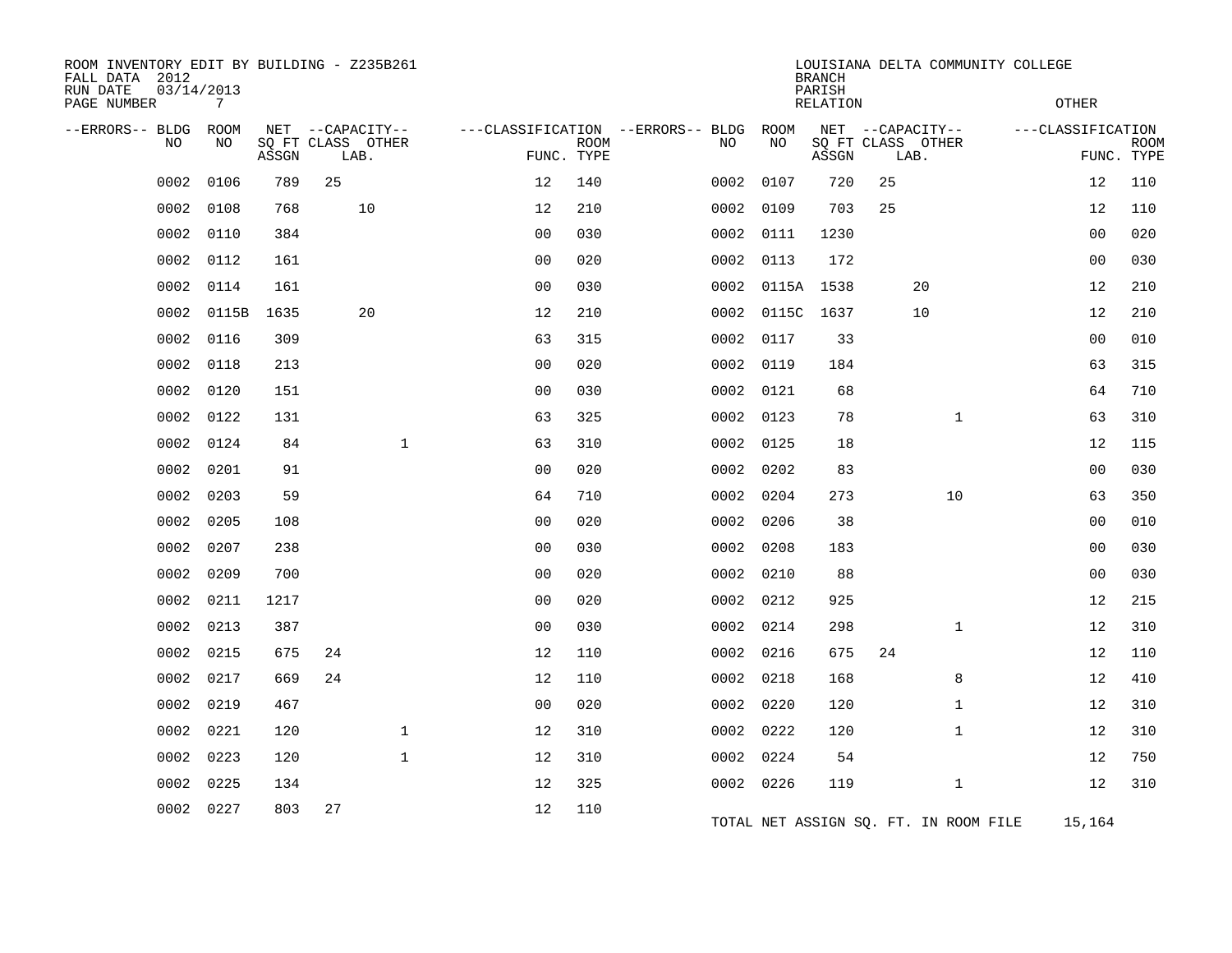ROOM INVENTORY EDIT BY BUILDING - Z235B261
FALL DATA 2012
RUN DATE 03/14/2013

LOUISIANA DELTA COMMUNITY COLLEGE
BRANCH
PARISH
RELATION
OTHER

| --ERRORS-- | BLDG NO | ROOM NO | NET SQ FT ASSGN | CAPACITY CLASS LAB. | CAPACITY OTHER | CLASSIFICATION FUNC. | ROOM TYPE | --ERRORS-- | BLDG NO | ROOM NO | NET SQ FT ASSGN | CAPACITY CLASS LAB. | CAPACITY OTHER | CLASSIFICATION FUNC. | ROOM TYPE |
|---|---|---|---|---|---|---|---|---|---|---|---|---|---|---|---|
| | 0002 | 0106 | 789 | 25 | | 12 | 140 | | 0002 | 0107 | 720 | 25 | | 12 | 110 |
| | 0002 | 0108 | 768 | 10 | | 12 | 210 | | 0002 | 0109 | 703 | 25 | | 12 | 110 |
| | 0002 | 0110 | 384 | | | 00 | 030 | | 0002 | 0111 | 1230 | | | 00 | 020 |
| | 0002 | 0112 | 161 | | | 00 | 020 | | 0002 | 0113 | 172 | | | 00 | 030 |
| | 0002 | 0114 | 161 | | | 00 | 030 | | 0002 | 0115A | 1538 | 20 | | 12 | 210 |
| | 0002 | 0115B | 1635 | 20 | | 12 | 210 | | 0002 | 0115C | 1637 | 10 | | 12 | 210 |
| | 0002 | 0116 | 309 | | | 63 | 315 | | 0002 | 0117 | 33 | | | 00 | 010 |
| | 0002 | 0118 | 213 | | | 00 | 020 | | 0002 | 0119 | 184 | | | 63 | 315 |
| | 0002 | 0120 | 151 | | | 00 | 030 | | 0002 | 0121 | 68 | | | 64 | 710 |
| | 0002 | 0122 | 131 | | | 63 | 325 | | 0002 | 0123 | 78 | | 1 | 63 | 310 |
| | 0002 | 0124 | 84 | | 1 | 63 | 310 | | 0002 | 0125 | 18 | | | 12 | 115 |
| | 0002 | 0201 | 91 | | | 00 | 020 | | 0002 | 0202 | 83 | | | 00 | 030 |
| | 0002 | 0203 | 59 | | | 64 | 710 | | 0002 | 0204 | 273 | | 10 | 63 | 350 |
| | 0002 | 0205 | 108 | | | 00 | 020 | | 0002 | 0206 | 38 | | | 00 | 010 |
| | 0002 | 0207 | 238 | | | 00 | 030 | | 0002 | 0208 | 183 | | | 00 | 030 |
| | 0002 | 0209 | 700 | | | 00 | 020 | | 0002 | 0210 | 88 | | | 00 | 030 |
| | 0002 | 0211 | 1217 | | | 00 | 020 | | 0002 | 0212 | 925 | | | 12 | 215 |
| | 0002 | 0213 | 387 | | | 00 | 030 | | 0002 | 0214 | 298 | | 1 | 12 | 310 |
| | 0002 | 0215 | 675 | 24 | | 12 | 110 | | 0002 | 0216 | 675 | 24 | | 12 | 110 |
| | 0002 | 0217 | 669 | 24 | | 12 | 110 | | 0002 | 0218 | 168 | | 8 | 12 | 410 |
| | 0002 | 0219 | 467 | | | 00 | 020 | | 0002 | 0220 | 120 | | 1 | 12 | 310 |
| | 0002 | 0221 | 120 | | 1 | 12 | 310 | | 0002 | 0222 | 120 | | 1 | 12 | 310 |
| | 0002 | 0223 | 120 | | 1 | 12 | 310 | | 0002 | 0224 | 54 | | | 12 | 750 |
| | 0002 | 0225 | 134 | | | 12 | 325 | | 0002 | 0226 | 119 | | 1 | 12 | 310 |
| | 0002 | 0227 | 803 | 27 | | 12 | 110 | | | | | | | | |

TOTAL NET ASSIGN SQ. FT. IN ROOM FILE 15,164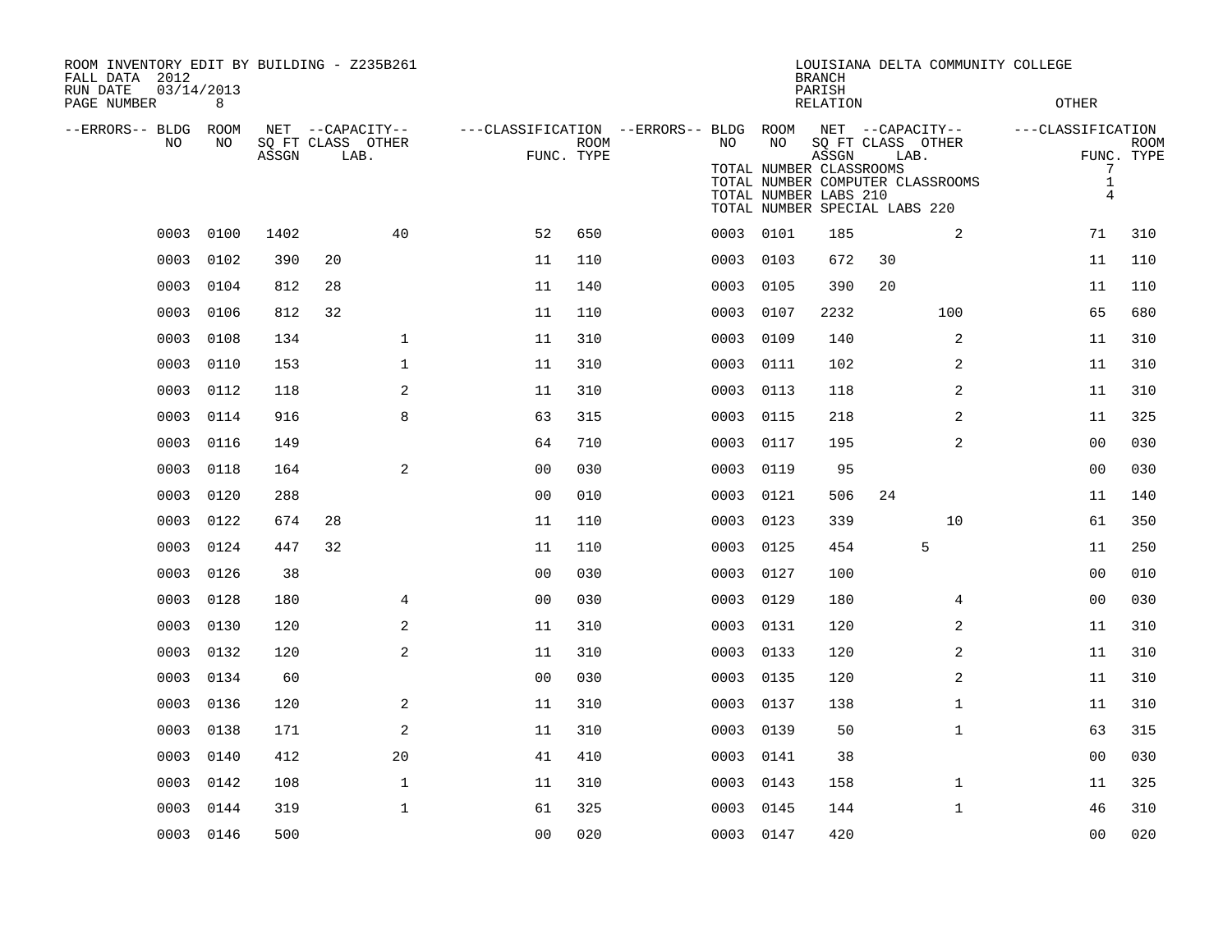ROOM INVENTORY EDIT BY BUILDING - Z235B261
FALL DATA 2012
RUN DATE 03/14/2013
PAGE NUMBER 8

LOUISIANA DELTA COMMUNITY COLLEGE
BRANCH
PARISH
RELATION
OTHER

TOTAL NUMBER CLASSROOMS 7
TOTAL NUMBER COMPUTER CLASSROOMS 1
TOTAL NUMBER LABS 210 4
TOTAL NUMBER SPECIAL LABS 220

| --ERRORS-- | BLDG NO | ROOM NO | NET SQ FT ASSGN | CAPACITY CLASS LAB. | CAPACITY OTHER | CLASSIFICATION FUNC. | ROOM TYPE | --ERRORS-- | BLDG NO | ROOM NO | NET SQ FT ASSGN | CAPACITY CLASS LAB. | CAPACITY OTHER | CLASSIFICATION FUNC. | ROOM TYPE |
|---|---|---|---|---|---|---|---|---|---|---|---|---|---|---|---|
| | 0003 | 0100 | 1402 | | 40 | 52 | 650 | | 0003 | 0101 | 185 | | 2 | 71 | 310 |
| | 0003 | 0102 | 390 | 20 | | 11 | 110 | | 0003 | 0103 | 672 | 30 | | 11 | 110 |
| | 0003 | 0104 | 812 | 28 | | 11 | 140 | | 0003 | 0105 | 390 | 20 | | 11 | 110 |
| | 0003 | 0106 | 812 | 32 | | 11 | 110 | | 0003 | 0107 | 2232 | | 100 | 65 | 680 |
| | 0003 | 0108 | 134 | | 1 | 11 | 310 | | 0003 | 0109 | 140 | | 2 | 11 | 310 |
| | 0003 | 0110 | 153 | | 1 | 11 | 310 | | 0003 | 0111 | 102 | | 2 | 11 | 310 |
| | 0003 | 0112 | 118 | | 2 | 11 | 310 | | 0003 | 0113 | 118 | | 2 | 11 | 310 |
| | 0003 | 0114 | 916 | | 8 | 63 | 315 | | 0003 | 0115 | 218 | | 2 | 11 | 325 |
| | 0003 | 0116 | 149 | | | 64 | 710 | | 0003 | 0117 | 195 | | 2 | 00 | 030 |
| | 0003 | 0118 | 164 | | 2 | 00 | 030 | | 0003 | 0119 | 95 | | | 00 | 030 |
| | 0003 | 0120 | 288 | | | 00 | 010 | | 0003 | 0121 | 506 | 24 | | 11 | 140 |
| | 0003 | 0122 | 674 | 28 | | 11 | 110 | | 0003 | 0123 | 339 | | 10 | 61 | 350 |
| | 0003 | 0124 | 447 | 32 | | 11 | 110 | | 0003 | 0125 | 454 | 5 | | 11 | 250 |
| | 0003 | 0126 | 38 | | | 00 | 030 | | 0003 | 0127 | 100 | | | 00 | 010 |
| | 0003 | 0128 | 180 | | 4 | 00 | 030 | | 0003 | 0129 | 180 | | 4 | 00 | 030 |
| | 0003 | 0130 | 120 | | 2 | 11 | 310 | | 0003 | 0131 | 120 | | 2 | 11 | 310 |
| | 0003 | 0132 | 120 | | 2 | 11 | 310 | | 0003 | 0133 | 120 | | 2 | 11 | 310 |
| | 0003 | 0134 | 60 | | | 00 | 030 | | 0003 | 0135 | 120 | | 2 | 11 | 310 |
| | 0003 | 0136 | 120 | | 2 | 11 | 310 | | 0003 | 0137 | 138 | | 1 | 11 | 310 |
| | 0003 | 0138 | 171 | | 2 | 11 | 310 | | 0003 | 0139 | 50 | | 1 | 63 | 315 |
| | 0003 | 0140 | 412 | | 20 | 41 | 410 | | 0003 | 0141 | 38 | | | 00 | 030 |
| | 0003 | 0142 | 108 | | 1 | 11 | 310 | | 0003 | 0143 | 158 | | 1 | 11 | 325 |
| | 0003 | 0144 | 319 | | 1 | 61 | 325 | | 0003 | 0145 | 144 | | 1 | 46 | 310 |
| | 0003 | 0146 | 500 | | | 00 | 020 | | 0003 | 0147 | 420 | | | 00 | 020 |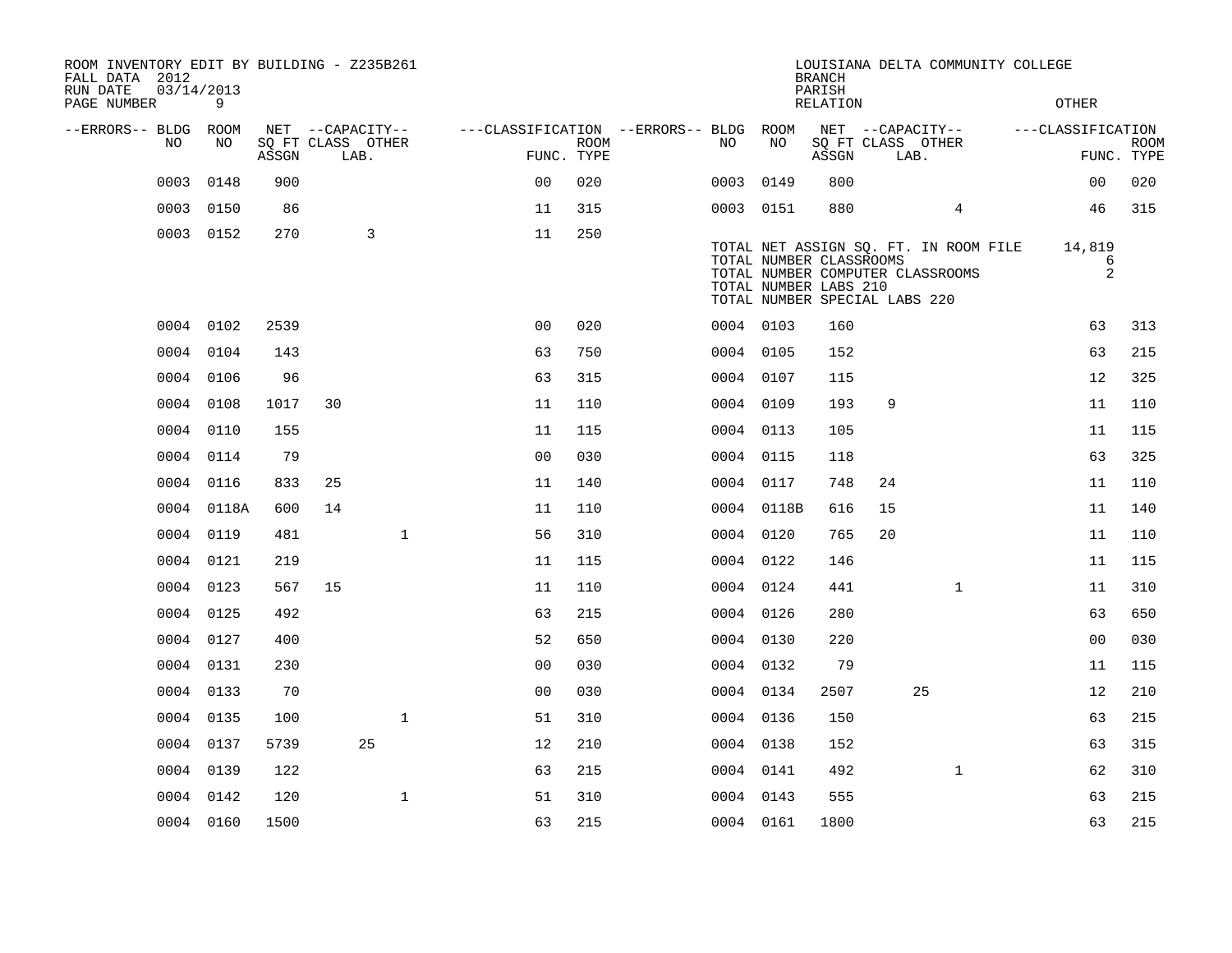ROOM INVENTORY EDIT BY BUILDING - Z235B261
FALL DATA 2012
RUN DATE 03/14/2013

LOUISIANA DELTA COMMUNITY COLLEGE
BRANCH
PARISH
RELATION
OTHER

| --ERRORS-- | BLDG NO | ROOM NO | NET SQ FT ASSGN | CAPACITY CLASS | CAPACITY LAB. | CAPACITY OTHER | CLASSIFICATION FUNC. | ROOM TYPE | --ERRORS-- | BLDG NO | ROOM NO | NET SQ FT ASSGN | CAPACITY CLASS | CAPACITY LAB. | CAPACITY OTHER | CLASSIFICATION FUNC. | ROOM TYPE |
|---|---|---|---|---|---|---|---|---|---|---|---|---|---|---|---|---|---|
| | 0003 | 0148 | 900 | | | | 00 | 020 | | 0003 | 0149 | 800 | | | | 00 | 020 |
| | 0003 | 0150 | 86 | | | | 11 | 315 | | 0003 | 0151 | 880 | | | 4 | 46 | 315 |
| | 0003 | 0152 | 270 | | 3 | | 11 | 250 | | | | | | | | | |
| | 0004 | 0102 | 2539 | | | | 00 | 020 | | 0004 | 0103 | 160 | | | | 63 | 313 |
| | 0004 | 0104 | 143 | | | | 63 | 750 | | 0004 | 0105 | 152 | | | | 63 | 215 |
| | 0004 | 0106 | 96 | | | | 63 | 315 | | 0004 | 0107 | 115 | | | | 12 | 325 |
| | 0004 | 0108 | 1017 | 30 | | | 11 | 110 | | 0004 | 0109 | 193 | 9 | | | 11 | 110 |
| | 0004 | 0110 | 155 | | | | 11 | 115 | | 0004 | 0113 | 105 | | | | 11 | 115 |
| | 0004 | 0114 | 79 | | | | 00 | 030 | | 0004 | 0115 | 118 | | | | 63 | 325 |
| | 0004 | 0116 | 833 | 25 | | | 11 | 140 | | 0004 | 0117 | 748 | 24 | | | 11 | 110 |
| | 0004 | 0118A | 600 | 14 | | | 11 | 110 | | 0004 | 0118B | 616 | 15 | | | 11 | 140 |
| | 0004 | 0119 | 481 | | | 1 | 56 | 310 | | 0004 | 0120 | 765 | 20 | | | 11 | 110 |
| | 0004 | 0121 | 219 | | | | 11 | 115 | | 0004 | 0122 | 146 | | | | 11 | 115 |
| | 0004 | 0123 | 567 | 15 | | | 11 | 110 | | 0004 | 0124 | 441 | | | 1 | 11 | 310 |
| | 0004 | 0125 | 492 | | | | 63 | 215 | | 0004 | 0126 | 280 | | | | 63 | 650 |
| | 0004 | 0127 | 400 | | | | 52 | 650 | | 0004 | 0130 | 220 | | | | 00 | 030 |
| | 0004 | 0131 | 230 | | | | 00 | 030 | | 0004 | 0132 | 79 | | | | 11 | 115 |
| | 0004 | 0133 | 70 | | | | 00 | 030 | | 0004 | 0134 | 2507 | | 25 | | 12 | 210 |
| | 0004 | 0135 | 100 | | | 1 | 51 | 310 | | 0004 | 0136 | 150 | | | | 63 | 215 |
| | 0004 | 0137 | 5739 | | 25 | | 12 | 210 | | 0004 | 0138 | 152 | | | | 63 | 315 |
| | 0004 | 0139 | 122 | | | | 63 | 215 | | 0004 | 0141 | 492 | | | 1 | 62 | 310 |
| | 0004 | 0142 | 120 | | | 1 | 51 | 310 | | 0004 | 0143 | 555 | | | | 63 | 215 |
| | 0004 | 0160 | 1500 | | | | 63 | 215 | | 0004 | 0161 | 1800 | | | | 63 | 215 |

TOTAL NET ASSIGN SQ. FT. IN ROOM FILE 14,819
TOTAL NUMBER CLASSROOMS 6
TOTAL NUMBER COMPUTER CLASSROOMS 2
TOTAL NUMBER LABS 210
TOTAL NUMBER SPECIAL LABS 220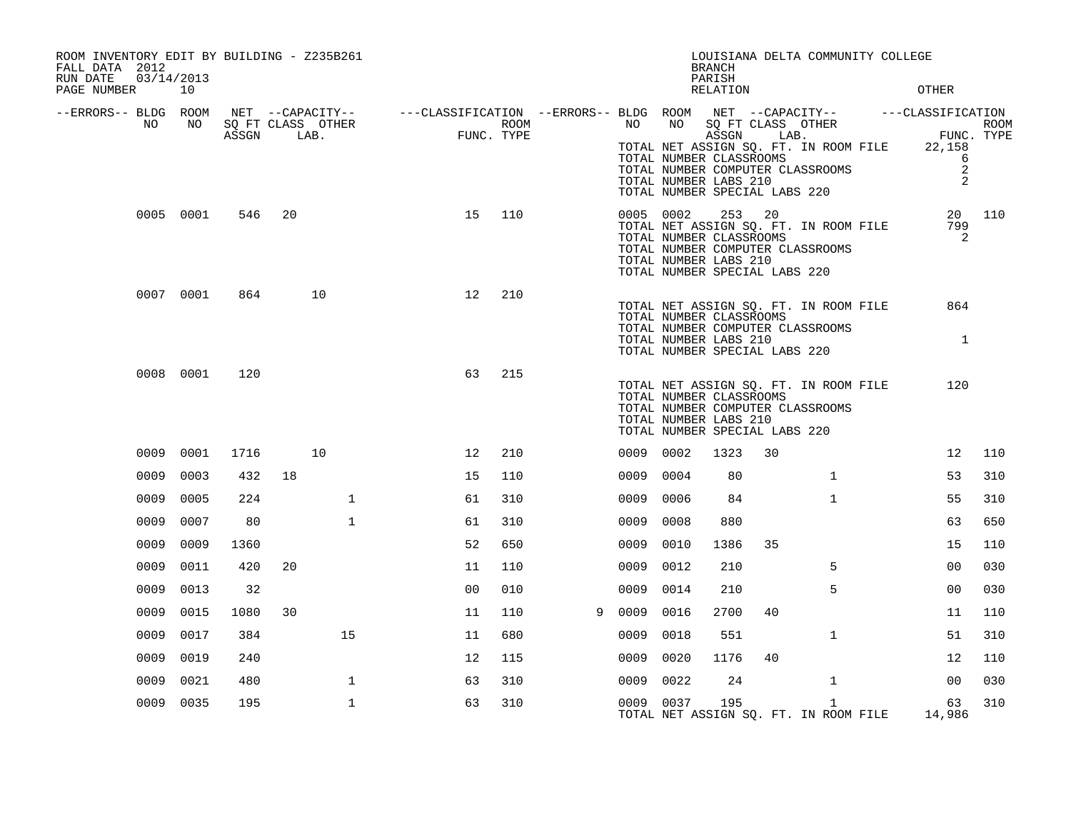ROOM INVENTORY EDIT BY BUILDING - Z235B261
FALL DATA 2012
RUN DATE 03/14/2013

LOUISIANA DELTA COMMUNITY COLLEGE
BRANCH
PARISH
RELATION OTHER

| --ERRORS-- | BLDG NO | ROOM NO | NET SQ FT ASSGN | --CAPACITY-- CLASS | LAB. | OTHER | ---CLASSIFICATION FUNC. | ROOM TYPE | --ERRORS-- | BLDG NO | ROOM NO | NET SQ FT ASSGN | --CAPACITY-- CLASS | LAB. | OTHER | ---CLASSIFICATION FUNC. | ROOM TYPE |
|---|---|---|---|---|---|---|---|---|---|---|---|---|---|---|---|---|---|
| | | | | | | | | | | TOTAL NET ASSIGN SQ. FT. IN ROOM FILE | | | | | | 22,158 | |
| | | | | | | | | | | TOTAL NUMBER CLASSROOMS | | | | | | 6 | |
| | | | | | | | | | | TOTAL NUMBER COMPUTER CLASSROOMS | | | | | | 2 | |
| | | | | | | | | | | TOTAL NUMBER LABS 210 | | | | | | 2 | |
| | | | | | | | | | | TOTAL NUMBER SPECIAL LABS 220 | | | | | | | |
| | 0005 | 0001 | 546 | 20 | | | 15 | 110 | | 0005 | 0002 | 253 | 20 | | | 20 | 110 |
| | | | | | | | | | | TOTAL NET ASSIGN SQ. FT. IN ROOM FILE | | | | | | 799 | |
| | | | | | | | | | | TOTAL NUMBER CLASSROOMS | | | | | | 2 | |
| | | | | | | | | | | TOTAL NUMBER COMPUTER CLASSROOMS | | | | | | | |
| | | | | | | | | | | TOTAL NUMBER LABS 210 | | | | | | | |
| | | | | | | | | | | TOTAL NUMBER SPECIAL LABS 220 | | | | | | | |
| | 0007 | 0001 | 864 | | 10 | | 12 | 210 | | | | | | | | | |
| | | | | | | | | | | TOTAL NET ASSIGN SQ. FT. IN ROOM FILE | | | | | | 864 | |
| | | | | | | | | | | TOTAL NUMBER CLASSROOMS | | | | | | | |
| | | | | | | | | | | TOTAL NUMBER COMPUTER CLASSROOMS | | | | | | | |
| | | | | | | | | | | TOTAL NUMBER LABS 210 | | | | | | 1 | |
| | | | | | | | | | | TOTAL NUMBER SPECIAL LABS 220 | | | | | | | |
| | 0008 | 0001 | 120 | | | | 63 | 215 | | | | | | | | | |
| | | | | | | | | | | TOTAL NET ASSIGN SQ. FT. IN ROOM FILE | | | | | | 120 | |
| | | | | | | | | | | TOTAL NUMBER CLASSROOMS | | | | | | | |
| | | | | | | | | | | TOTAL NUMBER COMPUTER CLASSROOMS | | | | | | | |
| | | | | | | | | | | TOTAL NUMBER LABS 210 | | | | | | | |
| | | | | | | | | | | TOTAL NUMBER SPECIAL LABS 220 | | | | | | | |
| | 0009 | 0001 | 1716 | | 10 | | 12 | 210 | | 0009 | 0002 | 1323 | 30 | | | 12 | 110 |
| | 0009 | 0003 | 432 | 18 | | | 15 | 110 | | 0009 | 0004 | 80 | | | 1 | 53 | 310 |
| | 0009 | 0005 | 224 | | | 1 | 61 | 310 | | 0009 | 0006 | 84 | | | 1 | 55 | 310 |
| | 0009 | 0007 | 80 | | | 1 | 61 | 310 | | 0009 | 0008 | 880 | | | | 63 | 650 |
| | 0009 | 0009 | 1360 | | | | 52 | 650 | | 0009 | 0010 | 1386 | 35 | | | 15 | 110 |
| | 0009 | 0011 | 420 | 20 | | | 11 | 110 | | 0009 | 0012 | 210 | | | 5 | 00 | 030 |
| | 0009 | 0013 | 32 | | | | 00 | 010 | | 0009 | 0014 | 210 | | | 5 | 00 | 030 |
| | 0009 | 0015 | 1080 | 30 | | | 11 | 110 | 9 | 0009 | 0016 | 2700 | 40 | | | 11 | 110 |
| | 0009 | 0017 | 384 | | | 15 | 11 | 680 | | 0009 | 0018 | 551 | | | 1 | 51 | 310 |
| | 0009 | 0019 | 240 | | | | 12 | 115 | | 0009 | 0020 | 1176 | 40 | | | 12 | 110 |
| | 0009 | 0021 | 480 | | | 1 | 63 | 310 | | 0009 | 0022 | 24 | | | 1 | 00 | 030 |
| | 0009 | 0035 | 195 | | | 1 | 63 | 310 | | 0009 | 0037 | 195 | | | 1 | 63 | 310 |
| | | | | | | | | | | TOTAL NET ASSIGN SQ. FT. IN ROOM FILE | | | | | | 14,986 | |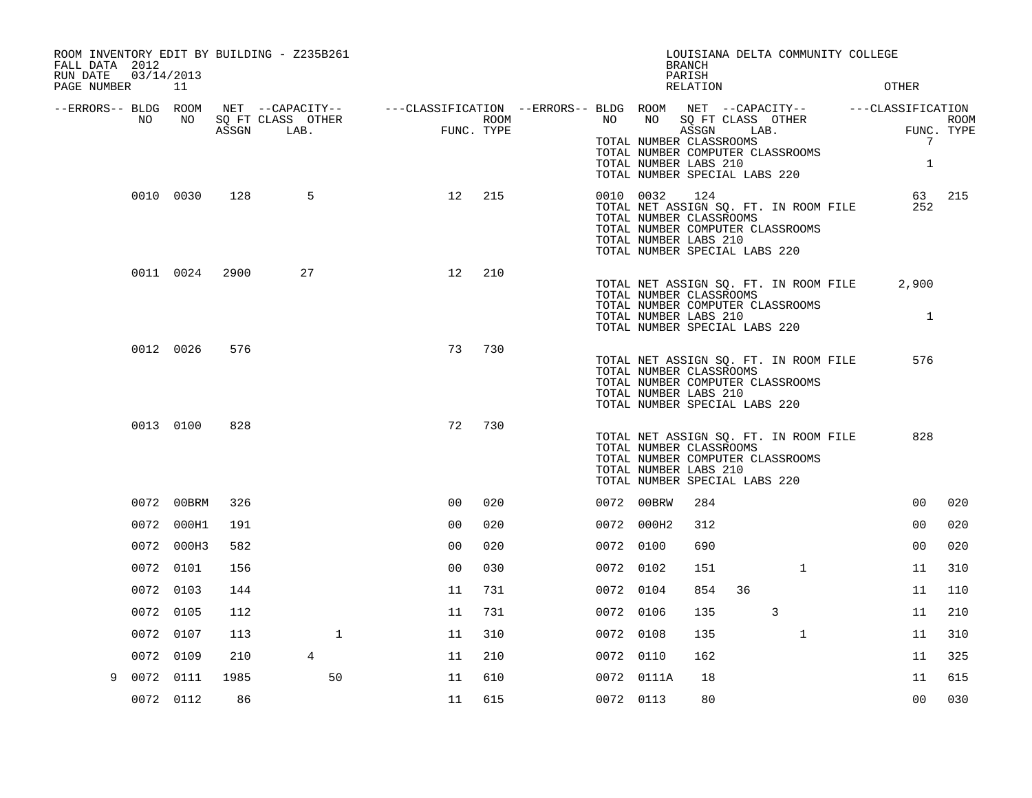ROOM INVENTORY EDIT BY BUILDING - Z235B261
FALL DATA 2012
RUN DATE 03/14/2013

LOUISIANA DELTA COMMUNITY COLLEGE
BRANCH
PARISH
RELATION
OTHER

| --ERRORS-- | BLDG NO | ROOM NO | NET ASSGN SQ FT | CAPACITY CLASS LAB. | CAPACITY OTHER | CLASSIFICATION FUNC. | ROOM TYPE | --ERRORS-- | BLDG NO | ROOM NO | NET ASSGN SQ FT | CAPACITY CLASS LAB. | CAPACITY OTHER | CLASSIFICATION FUNC. | ROOM TYPE |
|---|---|---|---|---|---|---|---|---|---|---|---|---|---|---|---|
| | | | | | | | | | | TOTAL NUMBER CLASSROOMS | | | | 7 | |
| | | | | | | | | | | TOTAL NUMBER COMPUTER CLASSROOMS | | | | | |
| | | | | | | | | | | TOTAL NUMBER LABS 210 | | | | 1 | |
| | | | | | | | | | | TOTAL NUMBER SPECIAL LABS 220 | | | | | |
| | 0010 | 0030 | 128 | 5 | | 12 | 215 | | 0010 | 0032 | 124 | | | 63 | 215 |
| | | | | | | | | | | TOTAL NET ASSIGN SQ. FT. IN ROOM FILE | | | | 252 | |
| | | | | | | | | | | TOTAL NUMBER CLASSROOMS | | | | | |
| | | | | | | | | | | TOTAL NUMBER COMPUTER CLASSROOMS | | | | | |
| | | | | | | | | | | TOTAL NUMBER LABS 210 | | | | | |
| | | | | | | | | | | TOTAL NUMBER SPECIAL LABS 220 | | | | | |
| | 0011 | 0024 | 2900 | 27 | | 12 | 210 | | | | | | | | |
| | | | | | | | | | | TOTAL NET ASSIGN SQ. FT. IN ROOM FILE | | | | 2,900 | |
| | | | | | | | | | | TOTAL NUMBER CLASSROOMS | | | | | |
| | | | | | | | | | | TOTAL NUMBER COMPUTER CLASSROOMS | | | | | |
| | | | | | | | | | | TOTAL NUMBER LABS 210 | | | | 1 | |
| | | | | | | | | | | TOTAL NUMBER SPECIAL LABS 220 | | | | | |
| | 0012 | 0026 | 576 | | | 73 | 730 | | | | | | | | |
| | | | | | | | | | | TOTAL NET ASSIGN SQ. FT. IN ROOM FILE | | | | 576 | |
| | | | | | | | | | | TOTAL NUMBER CLASSROOMS | | | | | |
| | | | | | | | | | | TOTAL NUMBER COMPUTER CLASSROOMS | | | | | |
| | | | | | | | | | | TOTAL NUMBER LABS 210 | | | | | |
| | | | | | | | | | | TOTAL NUMBER SPECIAL LABS 220 | | | | | |
| | 0013 | 0100 | 828 | | | 72 | 730 | | | | | | | | |
| | | | | | | | | | | TOTAL NET ASSIGN SQ. FT. IN ROOM FILE | | | | 828 | |
| | | | | | | | | | | TOTAL NUMBER CLASSROOMS | | | | | |
| | | | | | | | | | | TOTAL NUMBER COMPUTER CLASSROOMS | | | | | |
| | | | | | | | | | | TOTAL NUMBER LABS 210 | | | | | |
| | | | | | | | | | | TOTAL NUMBER SPECIAL LABS 220 | | | | | |
| | 0072 | 00BRM | 326 | | | 00 | 020 | | 0072 | 00BRW | 284 | | | 00 | 020 |
| | 0072 | 000H1 | 191 | | | 00 | 020 | | 0072 | 000H2 | 312 | | | 00 | 020 |
| | 0072 | 000H3 | 582 | | | 00 | 020 | | 0072 | 0100 | 690 | | | 00 | 020 |
| | 0072 | 0101 | 156 | | | 00 | 030 | | 0072 | 0102 | 151 | | 1 | 11 | 310 |
| | 0072 | 0103 | 144 | | | 11 | 731 | | 0072 | 0104 | 854 | 36 | | 11 | 110 |
| | 0072 | 0105 | 112 | | | 11 | 731 | | 0072 | 0106 | 135 | 3 | | 11 | 210 |
| | 0072 | 0107 | 113 | | 1 | 11 | 310 | | 0072 | 0108 | 135 | | 1 | 11 | 310 |
| | 0072 | 0109 | 210 | 4 | | 11 | 210 | | 0072 | 0110 | 162 | | | 11 | 325 |
| 9 | 0072 | 0111 | 1985 | | 50 | 11 | 610 | | 0072 | 0111A | 18 | | | 11 | 615 |
| | 0072 | 0112 | 86 | | | 11 | 615 | | 0072 | 0113 | 80 | | | 00 | 030 |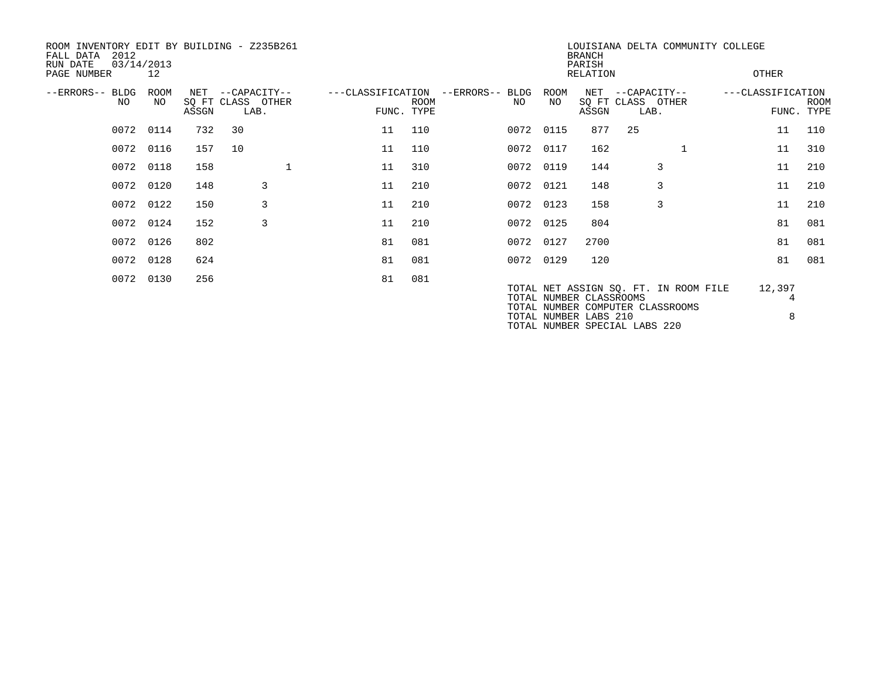ROOM INVENTORY EDIT BY BUILDING - Z235B261
FALL DATA 2012
RUN DATE 03/14/2013
PAGE NUMBER 12

LOUISIANA DELTA COMMUNITY COLLEGE
BRANCH
PARISH
RELATION
OTHER

| --ERRORS-- | BLDG NO | ROOM NO | NET SQ FT ASSGN | --CAPACITY-- CLASS | LAB. | OTHER | ---CLASSIFICATION FUNC. | ROOM TYPE | --ERRORS-- | BLDG NO | ROOM NO | NET SQ FT ASSGN | --CAPACITY-- CLASS | LAB. | OTHER | ---CLASSIFICATION FUNC. | ROOM TYPE |
|---|---|---|---|---|---|---|---|---|---|---|---|---|---|---|---|---|---|
| | 0072 | 0114 | 732 | 30 | | | 11 | 110 | | 0072 | 0115 | 877 | 25 | | | 11 | 110 |
| | 0072 | 0116 | 157 | 10 | | | 11 | 110 | | 0072 | 0117 | 162 | | | 1 | 11 | 310 |
| | 0072 | 0118 | 158 | | | 1 | 11 | 310 | | 0072 | 0119 | 144 | | 3 | | 11 | 210 |
| | 0072 | 0120 | 148 | | 3 | | 11 | 210 | | 0072 | 0121 | 148 | | 3 | | 11 | 210 |
| | 0072 | 0122 | 150 | | 3 | | 11 | 210 | | 0072 | 0123 | 158 | | 3 | | 11 | 210 |
| | 0072 | 0124 | 152 | | 3 | | 11 | 210 | | 0072 | 0125 | 804 | | | | 81 | 081 |
| | 0072 | 0126 | 802 | | | | 81 | 081 | | 0072 | 0127 | 2700 | | | | 81 | 081 |
| | 0072 | 0128 | 624 | | | | 81 | 081 | | 0072 | 0129 | 120 | | | | 81 | 081 |
| | 0072 | 0130 | 256 | | | | 81 | 081 | | | | | | | | | |

| | |
|---|---|
| TOTAL NET ASSIGN SQ. FT. IN ROOM FILE | 12,397 |
| TOTAL NUMBER CLASSROOMS | 4 |
| TOTAL NUMBER COMPUTER CLASSROOMS | |
| TOTAL NUMBER LABS 210 | 8 |
| TOTAL NUMBER SPECIAL LABS 220 | |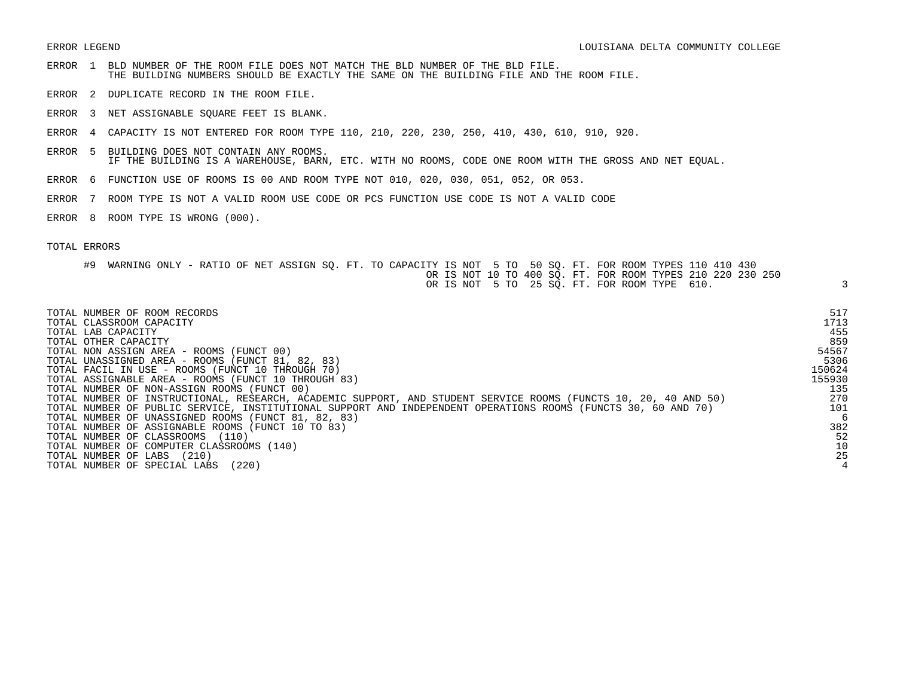ERROR LEGEND

LOUISIANA DELTA COMMUNITY COLLEGE

ERROR 1 BLD NUMBER OF THE ROOM FILE DOES NOT MATCH THE BLD NUMBER OF THE BLD FILE.
THE BUILDING NUMBERS SHOULD BE EXACTLY THE SAME ON THE BUILDING FILE AND THE ROOM FILE.

ERROR 2 DUPLICATE RECORD IN THE ROOM FILE.

ERROR 3 NET ASSIGNABLE SQUARE FEET IS BLANK.

ERROR 4 CAPACITY IS NOT ENTERED FOR ROOM TYPE 110, 210, 220, 230, 250, 410, 430, 610, 910, 920.

ERROR 5 BUILDING DOES NOT CONTAIN ANY ROOMS.
IF THE BUILDING IS A WAREHOUSE, BARN, ETC. WITH NO ROOMS, CODE ONE ROOM WITH THE GROSS AND NET EQUAL.

ERROR 6 FUNCTION USE OF ROOMS IS 00 AND ROOM TYPE NOT 010, 020, 030, 051, 052, OR 053.

ERROR 7 ROOM TYPE IS NOT A VALID ROOM USE CODE OR PCS FUNCTION USE CODE IS NOT A VALID CODE

ERROR 8 ROOM TYPE IS WRONG (000).

TOTAL ERRORS

| | |
|---|---|
| #9 WARNING ONLY - RATIO OF NET ASSIGN SQ. FT. TO CAPACITY IS NOT 5 TO 50 SQ. FT. FOR ROOM TYPES 110 410 430 OR IS NOT 10 TO 400 SQ. FT. FOR ROOM TYPES 210 220 230 250 OR IS NOT 5 TO 25 SQ. FT. FOR ROOM TYPE 610. | 3 |

| | |
|---|---|
| TOTAL NUMBER OF ROOM RECORDS | 517 |
| TOTAL CLASSROOM CAPACITY | 1713 |
| TOTAL LAB CAPACITY | 455 |
| TOTAL OTHER CAPACITY | 859 |
| TOTAL NON ASSIGN AREA - ROOMS (FUNCT 00) | 54567 |
| TOTAL UNASSIGNED AREA - ROOMS (FUNCT 81, 82, 83) | 5306 |
| TOTAL FACIL IN USE - ROOMS (FUNCT 10 THROUGH 70) | 150624 |
| TOTAL ASSIGNABLE AREA - ROOMS (FUNCT 10 THROUGH 83) | 155930 |
| TOTAL NUMBER OF NON-ASSIGN ROOMS (FUNCT 00) | 135 |
| TOTAL NUMBER OF INSTRUCTIONAL, RESEARCH, ACADEMIC SUPPORT, AND STUDENT SERVICE ROOMS (FUNCTS 10, 20, 40 AND 50) | 270 |
| TOTAL NUMBER OF PUBLIC SERVICE, INSTITUTIONAL SUPPORT AND INDEPENDENT OPERATIONS ROOMS (FUNCTS 30, 60 AND 70) | 101 |
| TOTAL NUMBER OF UNASSIGNED ROOMS (FUNCT 81, 82, 83) | 6 |
| TOTAL NUMBER OF ASSIGNABLE ROOMS (FUNCT 10 TO 83) | 382 |
| TOTAL NUMBER OF CLASSROOMS (110) | 52 |
| TOTAL NUMBER OF COMPUTER CLASSROOMS (140) | 10 |
| TOTAL NUMBER OF LABS (210) | 25 |
| TOTAL NUMBER OF SPECIAL LABS (220) | 4 |